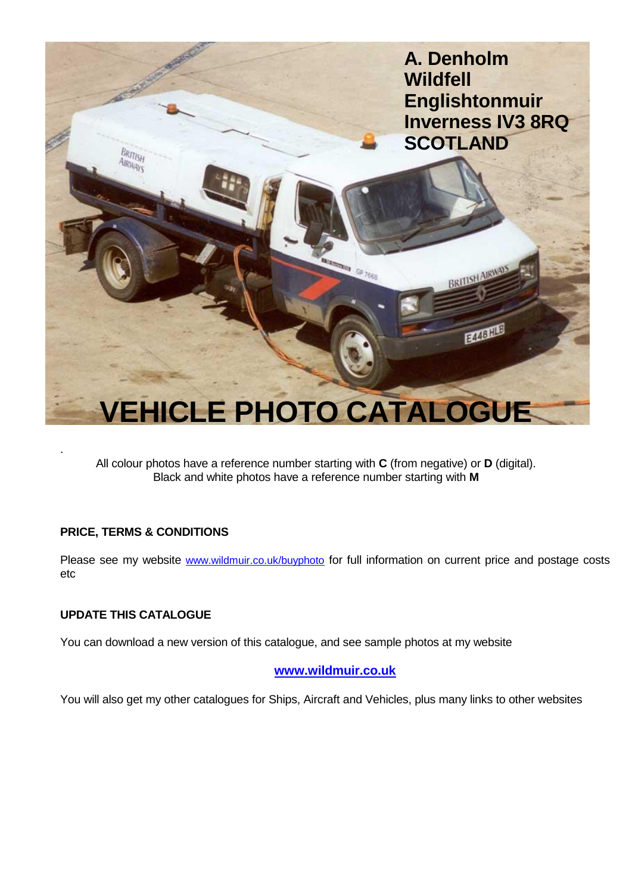**A. Denholm**
**Wildfell**
**Englishtonmuir**
**Inverness IV3 8RQ**
**SCOTLAND**

# VEHICLE PHOTO CATALOGUE

.

All colour photos have a reference number starting with **C** (from negative) or **D** (digital).
Black and white photos have a reference number starting with **M**

**PRICE, TERMS & CONDITIONS**

Please see my website www.wildmuir.co.uk/buyphoto for full information on current price and postage costs etc

**UPDATE THIS CATALOGUE**

You can download a new version of this catalogue, and see sample photos at my website

**www.wildmuir.co.uk**

You will also get my other catalogues for Ships, Aircraft and Vehicles, plus many links to other websites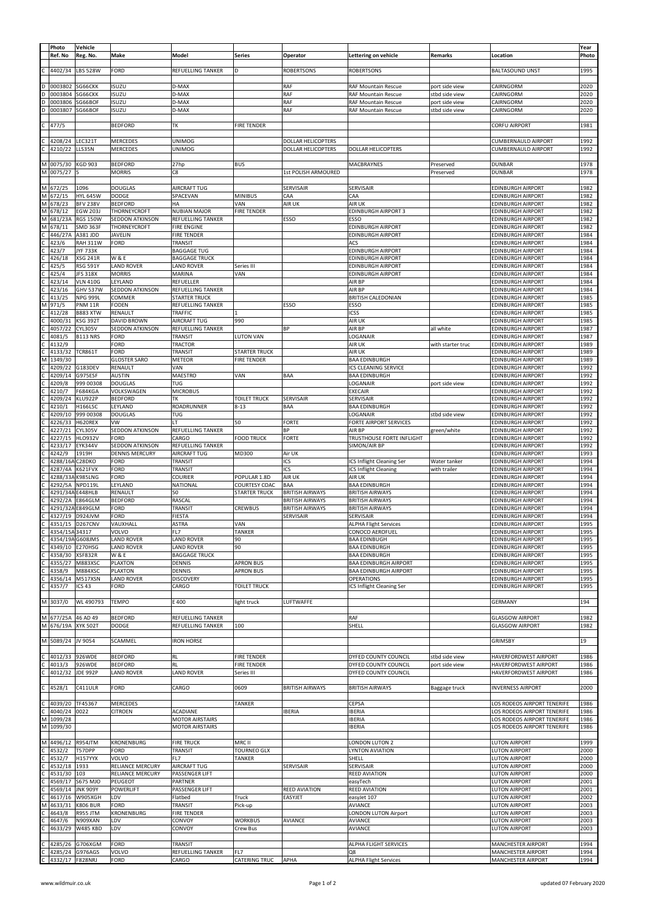| | Photo Ref. No | Vehicle Reg. No. | Make | Model | Series | Operator | Lettering on vehicle | Remarks | Location | Year Photo |
|---|---|---|---|---|---|---|---|---|---|---|
| C | 4402/34 | LBS 528W | FORD | REFUELLING TANKER | D | ROBERTSONS | ROBERTSONS | | BALTASOUND UNST | 1995 |
| | | | | | | | | | | |
| D | 0003802 | SG66CKK | ISUZU | D-MAX | | RAF | RAF Mountain Rescue | port side view | CAIRNGORM | 2020 |
| D | 0003804 | SG66CKK | ISUZU | D-MAX | | RAF | RAF Mountain Rescue | stbd side view | CAIRNGORM | 2020 |
| D | 0003806 | SG66BOF | ISUZU | D-MAX | | RAF | RAF Mountain Rescue | port side view | CAIRNGORM | 2020 |
| D | 0003807 | SG66BOF | ISUZU | D-MAX | | RAF | RAF Mountain Rescue | stbd side view | CAIRNGORM | 2020 |
| | | | | | | | | | | |
| C | 477/5 | | BEDFORD | TK | FIRE TENDER | | | | CORFU AIRPORT | 1981 |
| | | | | | | | | | | |
| C | 4208/24 | LEC321T | MERCEDES | UNIMOG | | DOLLAR HELICOPTERS | | | CUMBERNAULD AIRPORT | 1992 |
| C | 4210/22 | LLS35N | MERCEDES | UNIMOG | | DOLLAR HELICOPTERS | DOLLAR HELICOPTERS | | CUMBERNAULD AIRPORT | 1992 |
| | | | | | | | | | | |
| M | 0075/30 | KGD 903 | BEDFORD | 27hp | BUS | | MACBRAYNES | Preserved | DUNBAR | 1978 |
| M | 0075/27 | 5 | MORRIS | C8 | | 1st POLISH ARMOURED | | Preserved | DUNBAR | 1978 |
| | | | | | | | | | | |
| M | 672/25 | 1096 | DOUGLAS | AIRCRAFT TUG | | SERVISAIR | SERVISAIR | | EDINBURGH AIRPORT | 1982 |
| M | 672/15 | HYL 645W | DODGE | SPACEVAN | MINIBUS | CAA | CAA | | EDINBURGH AIRPORT | 1982 |
| M | 678/23 | BFV 238V | BEDFORD | HA | VAN | AIR UK | AIR UK | | EDINBURGH AIRPORT | 1982 |
| M | 678/12 | EGW 203J | THORNEYCROFT | NUBIAN MAJOR | FIRE TENDER | | EDINBURGH AIRPORT 3 | | EDINBURGH AIRPORT | 1982 |
| M | 681/23A | RGS 150W | SEDDON ATKINSON | REFUELLING TANKER | | ESSO | ESSO | | EDINBURGH AIRPORT | 1982 |
| M | 678/11 | SMD 363F | THORNEYCROFT | FIRE ENGINE | | | EDINBURGH AIRPORT | | EDINBURGH AIRPORT | 1982 |
| C | 446/27A | A381 JDD | JAVELIN | FIRE TENDER | | | EDINBURGH AIRPORT | | EDINBURGH AIRPORT | 1984 |
| C | 423/6 | RAH 311W | FORD | TRANSIT | | | ACS | | EDINBURGH AIRPORT | 1984 |
| C | 423/7 | JYF 733K | | BAGGAGE TUG | | | EDINBURGH AIRPORT | | EDINBURGH AIRPORT | 1984 |
| C | 426/18 | XSG 241R | W & E | BAGGAGE TRUCK | | | EDINBURGH AIRPORT | | EDINBURGH AIRPORT | 1984 |
| C | 425/5 | RSG 591Y | LAND ROVER | LAND ROVER | Series III | | EDINBURGH AIRPORT | | EDINBURGH AIRPORT | 1984 |
| C | 425/4 | JFS 318X | MORRIS | MARINA | VAN | | EDINBURGH AIRPORT | | EDINBURGH AIRPORT | 1984 |
| C | 423/14 | VLN 410G | LEYLAND | REFUELLER | | | AIR BP | | EDINBURGH AIRPORT | 1984 |
| C | 423/16 | GHV 537W | SEDDON ATKINSON | REFUELLING TANKER | | | AIR BP | | EDINBURGH AIRPORT | 1984 |
| C | 413/25 | NPG 999L | COMMER | STARTER TRUCK | | | BRITISH CALEDONIAN | | EDINBURGH AIRPORT | 1985 |
| M | 971/5 | PNM 11R | FODEN | REFUELLING TANKER | | ESSO | ESSO | | EDINBURGH AIRPORT | 1985 |
| C | 412/28 | B883 XTW | RENAULT | TRAFFIC | 1 | | ICSS | | EDINBURGH AIRPORT | 1985 |
| C | 4000/31 | KSG 392T | DAVID BROWN | AIRCRAFT TUG | 990 | | AIR UK | | EDINBURGH AIRPORT | 1985 |
| C | 4057/22 | CYL305V | SEDDON ATKINSON | REFUELLING TANKER | | BP | AIR BP | all white | EDINBURGH AIRPORT | 1987 |
| C | 4081/5 | B113 NRS | FORD | TRANSIT | LUTON VAN | | LOGANAIR | | EDINBURGH AIRPORT | 1987 |
| C | 4132/9 | | FORD | TRACTOR | | | AIR UK | with starter truc | EDINBURGH AIRPORT | 1989 |
| C | 4133/32 | TCR861T | FORD | TRANSIT | STARTER TRUCK | | AIR UK | | EDINBURGH AIRPORT | 1989 |
| M | 1349/30 | | GLOSTER SARO | METEOR | FIRE TENDER | | BAA EDINBURGH | | EDINBURGH AIRPORT | 1989 |
| C | 4209/22 | G183DEV | RENAULT | VAN | | | ICS CLEANING SERVICE | | EDINBURGH AIRPORT | 1992 |
| C | 4209/14 | G975ESF | AUSTIN | MAESTRO | VAN | BAA | BAA EDINBURGH | | EDINBURGH AIRPORT | 1992 |
| C | 4209/8 | 999 00308 | DOUGLAS | TUG | | | LOGANAIR | port side view | EDINBURGH AIRPORT | 1992 |
| C | 4210/7 | F684KGA | VOLKSWAGEN | MICROBUS | | | EXECAIR | | EDINBURGH AIRPORT | 1992 |
| C | 4209/24 | KLU922P | BEDFORD | TK | TOILET TRUCK | SERVISAIR | SERVISAIR | | EDINBURGH AIRPORT | 1992 |
| C | 4210/1 | H166LSC | LEYLAND | ROADRUNNER | 8-13 | BAA | BAA EDINBURGH | | EDINBURGH AIRPORT | 1992 |
| C | 4209/10 | 999 00308 | DOUGLAS | TUG | | | LOGANAIR | stbd side view | EDINBURGH AIRPORT | 1992 |
| C | 4226/33 | H620REX | VW | LT | 50 | FORTE | FORTE AIRPORT SERVICES | | EDINBURGH AIRPORT | 1992 |
| C | 4227/21 | CYL305V | SEDDON ATKINSON | REFUELLING TANKER | | BP | AIR BP | green/white | EDINBURGH AIRPORT | 1992 |
| C | 4227/15 | HLO932V | FORD | CARGO | FOOD TRUCK | FORTE | TRUSTHOUSE FORTE INFLIGHT | | EDINBURGH AIRPORT | 1992 |
| C | 4233/17 | EYK344V | SEDDON ATKINSON | REFUELLING TANKER | | | SIMON/AIR BP | | EDINBURGH AIRPORT | 1992 |
| C | 4242/9 | 1919H | DENNIS MERCURY | AIRCRAFT TUG | MD300 | Air UK | | | EDINBURGH AIRPORT | 1993 |
| C | 4288/16A | C28DKO | FORD | TRANSIT | | ICS | ICS Inflight Cleaning Ser | Water tanker | EDINBURGH AIRPORT | 1994 |
| C | 4287/4A | K621FVX | FORD | TRANSIT | | ICS | ICS Inflight Cleaning | with trailer | EDINBURGH AIRPORT | 1994 |
| C | 4288/33A | K985LNG | FORD | COURIER | POPULAR 1.8D | AIR UK | AIR UK | | EDINBURGH AIRPORT | 1994 |
| C | 4292/5A | NPD119L | LEYLAND | NATIONAL | COURTESY COAC | BAA | BAA EDINBURGH | | EDINBURGH AIRPORT | 1994 |
| C | 4291/34A | E448HLB | RENAULT | 50 | STARTER TRUCK | BRITISH AIRWAYS | BRITISH AIRWAYS | | EDINBURGH AIRPORT | 1994 |
| C | 4292/2A | E864GLM | BEDFORD | RASCAL | | BRITISH AIRWAYS | BRITISH AIRWAYS | | EDINBURGH AIRPORT | 1994 |
| C | 4291/32A | E849GLM | FORD | TRANSIT | CREWBUS | BRITISH AIRWAYS | BRITISH AIRWAYS | | EDINBURGH AIRPORT | 1994 |
| C | 4327/19 | D924JVM | FORD | FIESTA | | SERVISAIR | SERVISAIR | | EDINBURGH AIRPORT | 1994 |
| C | 4351/15 | D267CNV | VAUXHALL | ASTRA | VAN | | ALPHA Flight Services | | EDINBURGH AIRPORT | 1995 |
| C | 4354/15A | 34317 | VOLVO | FL7 | TANKER | | CONOCO AEROFUEL | | EDINBURGH AIRPORT | 1995 |
| C | 4354/19A | G608JMS | LAND ROVER | LAND ROVER | 90 | | BAA EDINBUGH | | EDINBURGH AIRPORT | 1995 |
| C | 4349/10 | E270HSG | LAND ROVER | LAND ROVER | 90 | | BAA EDINBURGH | | EDINBURGH AIRPORT | 1995 |
| C | 4358/30 | XSF832R | W & E | BAGGAGE TRUCK | | | BAA EDINBURGH | | EDINBURGH AIRPORT | 1995 |
| C | 4355/27 | M883XSC | PLAXTON | DENNIS | APRON BUS | | BAA EDINBURGH AIRPORT | | EDINBURGH AIRPORT | 1995 |
| C | 4358/9 | M884XSC | PLAXTON | DENNIS | APRON BUS | | BAA EDINBURGH AIRPORT | | EDINBURGH AIRPORT | 1995 |
| C | 4356/14 | M517XSN | LAND ROVER | DISCOVERY | | | OPERATIONS | | EDINBURGH AIRPORT | 1995 |
| C | 4357/7 | ICS 43 | FORD | CARGO | TOILET TRUCK | | ICS Inflight Cleaning Ser | | EDINBURGH AIRPORT | 1995 |
| | | | | | | | | | | |
| M | 3037/0 | WL 490793 | TEMPO | E 400 | light truck | LUFTWAFFE | | | GERMANY | 194 |
| | | | | | | | | | | |
| M | 677/25A | 46 AD 49 | BEDFORD | REFUELLING TANKER | | | RAF | | GLASGOW AIRPORT | 1982 |
| M | 676/19A | XYK 502T | DODGE | REFUELLING TANKER | 100 | | SHELL | | GLASGOW AIRPORT | 1982 |
| | | | | | | | | | | |
| M | 5089/24 | JV 9054 | SCAMMEL | IRON HORSE | | | | | GRIMSBY | 19 |
| | | | | | | | | | | |
| C | 4012/33 | 926WDE | BEDFORD | RL | FIRE TENDER | | DYFED COUNTY COUNCIL | stbd side view | HAVERFORDWEST AIRPORT | 1986 |
| C | 4013/3 | 926WDE | BEDFORD | RL | FIRE TENDER | | DYFED COUNTY COUNCIL | port side view | HAVERFORDWEST AIRPORT | 1986 |
| C | 4012/32 | JDE 992P | LAND ROVER | LAND ROVER | Series III | | DYFED COUNTY COUNCIL | | HAVERFORDWEST AIRPORT | 1986 |
| | | | | | | | | | | |
| C | 4528/1 | C411ULR | FORD | CARGO | 0609 | BRITISH AIRWAYS | BRITISH AIRWAYS | Baggage truck | INVERNESS AIRPORT | 2000 |
| | | | | | | | | | | |
| C | 4039/20 | TF45367 | MERCEDES | | TANKER | | CEPSA | | LOS RODEOS AIRPORT TENERIFE | 1986 |
| C | 4040/24 | 0022 | CITROEN | ACADIANE | | IBERIA | IBERIA | | LOS RODEOS AIRPORT TENERIFE | 1986 |
| M | 1099/28 | | | MOTOR AIRSTAIRS | | | IBERIA | | LOS RODEOS AIRPORT TENERIFE | 1986 |
| M | 1099/30 | | | MOTOR AIRSTAIRS | | | IBERIA | | LOS RODEOS AIRPORT TENERIFE | 1986 |
| | | | | | | | | | | |
| M | 4496/12 | R954JTM | KRONENBURG | FIRE TRUCK | MRC II | | LONDON LUTON 2 | | LUTON AIRPORT | 1999 |
| C | 4532/2 | T57DPP | FORD | TRANSIT | TOURNEO GLX | | LYNTON AVIATION | | LUTON AIRPORT | 2000 |
| C | 4532/7 | H157YYX | VOLVO | FL7 | TANKER | | SHELL | | LUTON AIRPORT | 2000 |
| C | 4532/18 | 1933 | RELIANCE MERCURY | AIRCRAFT TUG | | SERVISAIR | SERVISAIR | | LUTON AIRPORT | 2000 |
| C | 4531/30 | 103 | RELIANCE MERCURY | PASSENGER LIFT | | | REED AVIATION | | LUTON AIRPORT | 2000 |
| C | 4569/17 | S675 MJO | PEUGEOT | PARTNER | | | easyTech | | LUTON AIRPORT | 2001 |
| C | 4569/14 | JNK 909Y | POWERLIFT | PASSENGER LIFT | | REED AVIATION | REED AVIATION | | LUTON AIRPORT | 2001 |
| C | 4617/16 | W905XGH | LDV | Flatbed | Truck | EASYJET | easyJet 107 | | LUTON AIRPORT | 2002 |
| M | 4633/31 | K806 BUR | FORD | TRANSIT | Pick-up | | AVIANCE | | LUTON AIRPORT | 2003 |
| C | 4643/8 | R955 JTM | KRONENBURG | FIRE TENDER | | | LONDON LUTON Airport | | LUTON AIRPORT | 2003 |
| C | 4647/6 | N909XAN | LDV | CONVOY | WORKBUS | AVIANCE | AVIANCE | | LUTON AIRPORT | 2003 |
| C | 4633/29 | W485 KBD | LDV | CONVOY | Crew Bus | | AVIANCE | | LUTON AIRPORT | 2003 |
| | | | | | | | | | | |
| C | 4285/26 | G706XGM | FORD | TRANSIT | | | ALPHA FLIGHT SERVICES | | MANCHESTER AIRPORT | 1994 |
| C | 4285/24 | G976AGS | VOLVO | REFUELLING TANKER | FL7 | | Q8 | | MANCHESTER AIRPORT | 1994 |
| C | 4332/17 | F828NRJ | FORD | CARGO | CATERING TRUC | APHA | ALPHA Flight Services | | MANCHESTER AIRPORT | 1994 |

www.wildmuir.co.uk — updated 07 February 2020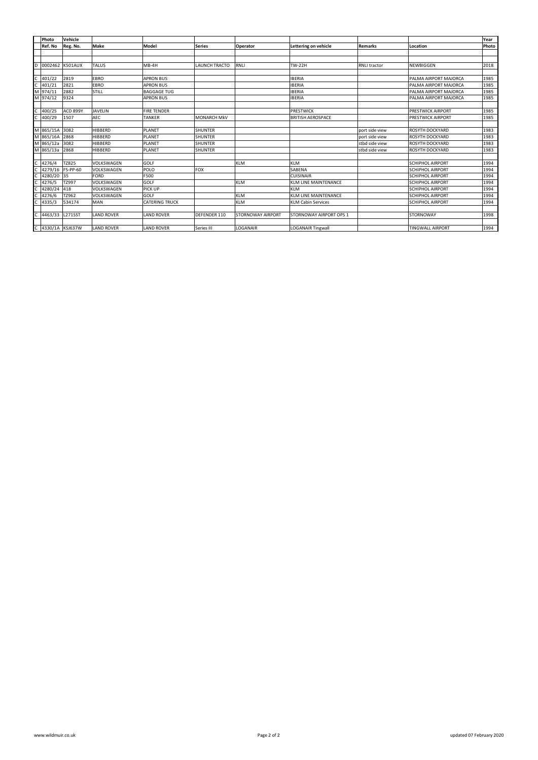| | Photo | Vehicle | | | | | | | | Year |
|---|---|---|---|---|---|---|---|---|---|---|
| | Ref. No | Reg. No. | Make | Model | Series | Operator | Lettering on vehicle | Remarks | Location | Photo |
| | | | | | | | | | | |
| | | | | | | | | | | |
| D | 0002462 | K501AUX | TALUS | MB-4H | LAUNCH TRACTO | RNLI | TW-22H | RNLI tractor | NEWBIGGEN | 2018 |
| | | | | | | | | | | |
| C | 401/22 | 2819 | EBRO | APRON BUS | | | IBERIA | | PALMA AIRPORT MAJORCA | 1985 |
| C | 401/21 | 2821 | EBRO | APRON BUS | | | IBERIA | | PALMA AIRPORT MAJORCA | 1985 |
| M | 974/11 | 2882 | STILL | BAGGAGE TUG | | | IBERIA | | PALMA AIRPORT MAJORCA | 1985 |
| M | 974/12 | 9324 | | APRON BUS | | | IBERIA | | PALMA AIRPORT MAJORCA | 1985 |
| | | | | | | | | | | |
| C | 400/25 | ACD 899Y | JAVELIN | FIRE TENDER | | | PRESTWICK | | PRESTWICK AIRPORT | 1985 |
| C | 400/29 | 1507 | AEC | TANKER | MONARCH MkV | | BRITISH AEROSPACE | | PRESTWICK AIRPORT | 1985 |
| | | | | | | | | | | |
| M | 865/15A | 3082 | HIBBERD | PLANET | SHUNTER | | | port side view | ROSYTH DOCKYARD | 1983 |
| M | 865/16A | 2868 | HIBBERD | PLANET | SHUNTER | | | port side view | ROSYTH DOCKYARD | 1983 |
| M | 865/12a | 3082 | HIBBERD | PLANET | SHUNTER | | | stbd side view | ROSYTH DOCKYARD | 1983 |
| M | 865/13a | 2868 | HIBBERD | PLANET | SHUNTER | | | stbd side view | ROSYTH DOCKYARD | 1983 |
| | | | | | | | | | | |
| C | 4276/4 | TZ825 | VOLKSWAGEN | GOLF | | KLM | KLM | | SCHIPHOL AIRPORT | 1994 |
| C | 4279/16 | FS-PP-60 | VOLKSWAGEN | POLO | FOX | | SABENA | | SCHIPHOL AIRPORT | 1994 |
| C | 4280/20 | 35 | FORD | F500 | | | CUISINAIR | | SCHIPHOL AIRPORT | 1994 |
| C | 4276/5 | TZ997 | VOLKSWAGEN | GOLF | | KLM | KLM LINE MAINTENANCE | | SCHIPHOL AIRPORT | 1994 |
| C | 4280/24 | 418 | VOLKSWAGEN | PICK UP | | | KLM | | SCHIPHOL AIRPORT | 1994 |
| C | 4276/6 | TZ962 | VOLKSWAGEN | GOLF | | KLM | KLM LINE MAINTENANCE | | SCHIPHOL AIRPORT | 1994 |
| C | 4335/3 | 534174 | MAN | CATERING TRUCK | | KLM | KLM Cabin Services | | SCHIPHOL AIRPORT | 1994 |
| | | | | | | | | | | |
| C | 4463/33 | L271SST | LAND ROVER | LAND ROVER | DEFENDER 110 | STORNOWAY AIRPORT | STORNOWAY AIRPORT OPS 1 | | STORNOWAY | 1998 |
| | | | | | | | | | | |
| C | 4330/1A | KSJ637W | LAND ROVER | LAND ROVER | Series III | LOGANAIR | LOGANAIR Tingwall | | TINGWALL AIRPORT | 1994 |

www.wildmuir.co.uk

updated 07 February 2020